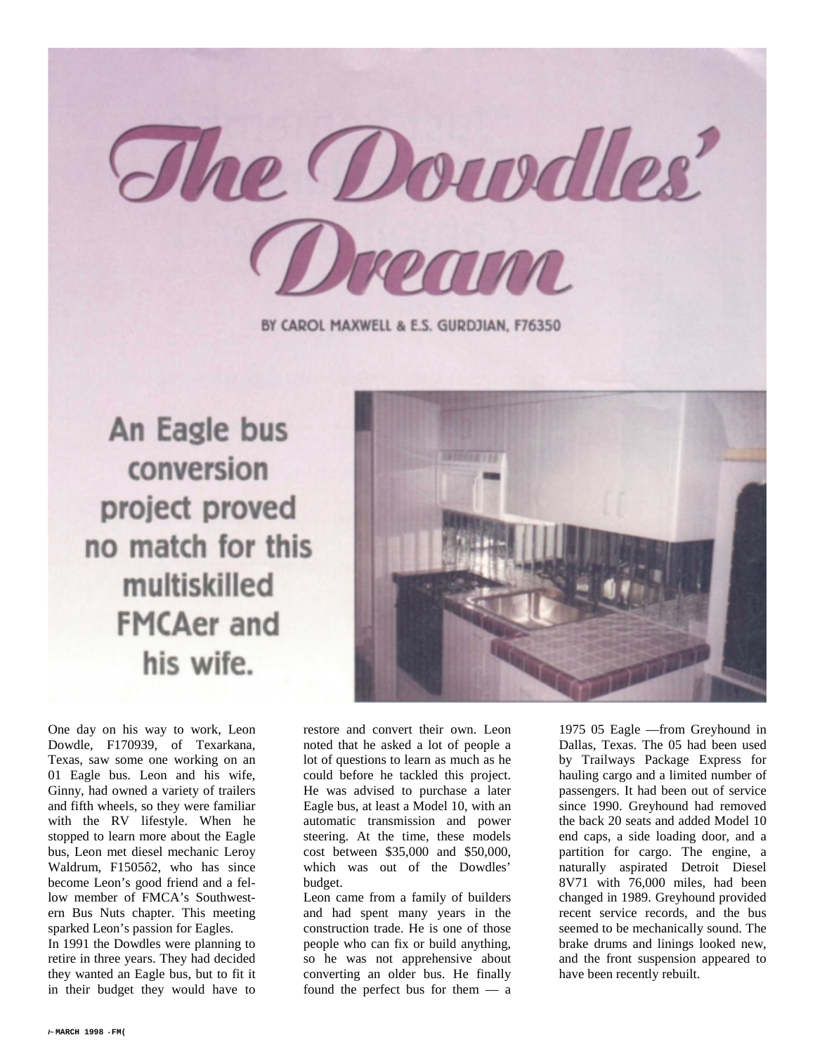# The Dowdles' Dream

BY CAROL MAXWELL & E.S. GURDJIAN, F76350

**An Eagle bus conversion project proved no match for this multiskilled FMCAer and his wife.**

One day on his way to work, Leon Dowdle, F170939, of Texarkana, Texas, saw some one working on an 01 Eagle bus. Leon and his wife, Ginny, had owned a variety of trailers and fifth wheels, so they were familiar with the RV lifestyle. When he stopped to learn more about the Eagle bus, Leon met diesel mechanic Leroy Waldrum, F150562, who has since become Leon's good friend and a fellow member of FMCA's Southwestern Bus Nuts chapter. This meeting sparked Leon's passion for Eagles.

In 1991 the Dowdles were planning to retire in three years. They had decided they wanted an Eagle bus, but to fit it in their budget they would have to restore and convert their own. Leon noted that he asked a lot of people a lot of questions to learn as much as he could before he tackled this project. He was advised to purchase a later Eagle bus, at least a Model 10, with an automatic transmission and power steering. At the time, these models cost between $35,000 and $50,000, which was out of the Dowdles' budget.

Leon came from a family of builders and had spent many years in the construction trade. He is one of those people who can fix or build anything, so he was not apprehensive about converting an older bus. He finally found the perfect bus for them — a 1975 05 Eagle —from Greyhound in Dallas, Texas. The 05 had been used by Trailways Package Express for hauling cargo and a limited number of passengers. It had been out of service since 1990. Greyhound had removed the back 20 seats and added Model 10 end caps, a side loading door, and a partition for cargo. The engine, a naturally aspirated Detroit Diesel 8V71 with 76,000 miles, had been changed in 1989. Greyhound provided recent service records, and the bus seemed to be mechanically sound. The brake drums and linings looked new, and the front suspension appeared to have been recently rebuilt.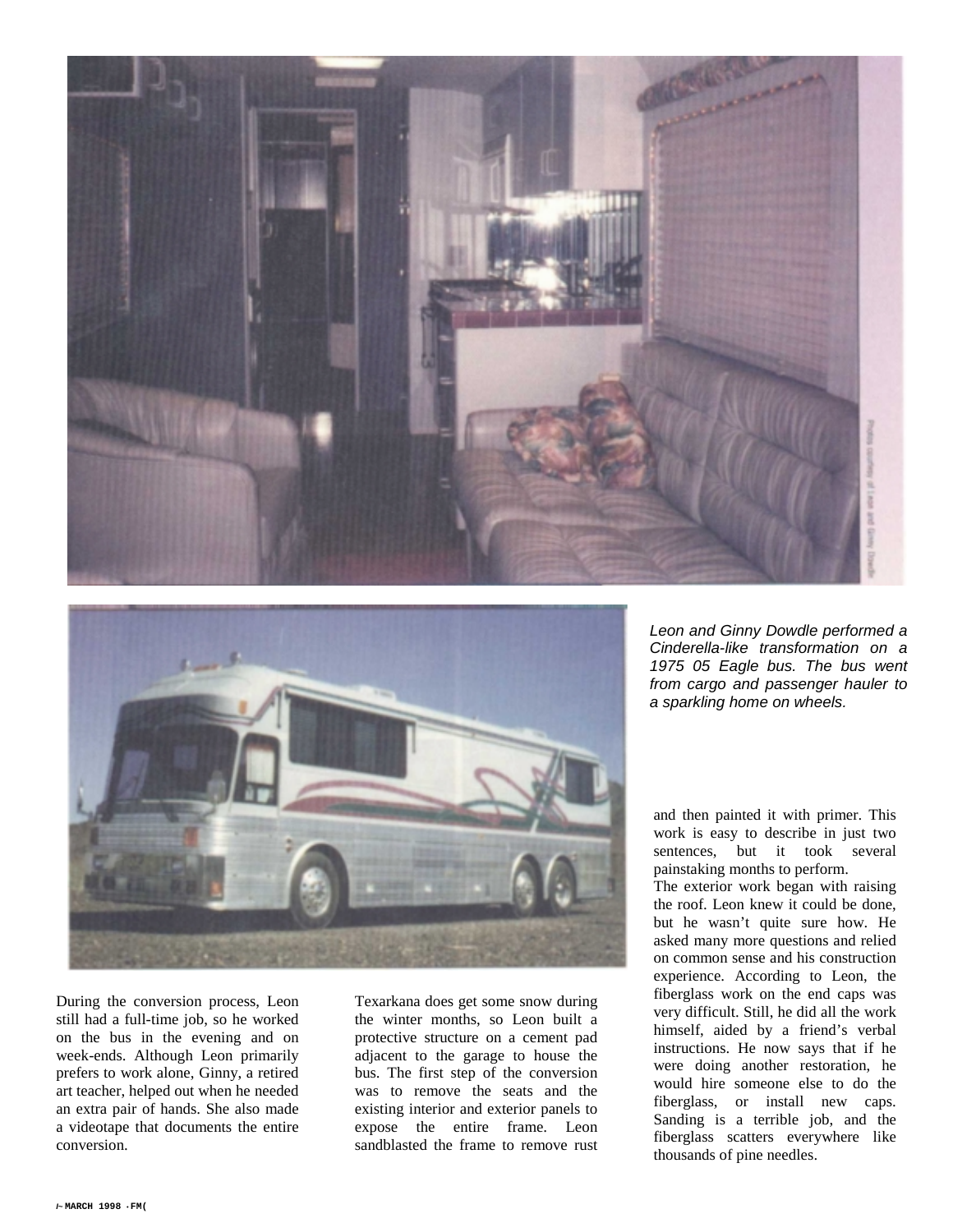*Leon and Ginny Dowdle performed a Cinderella-like transformation on a 1975 05 Eagle bus. The bus went from cargo and passenger hauler to a sparkling home on wheels.*

During the conversion process, Leon still had a full-time job, so he worked on the bus in the evening and on week-ends. Although Leon primarily prefers to work alone, Ginny, a retired art teacher, helped out when he needed an extra pair of hands. She also made a videotape that documents the entire conversion.

Texarkana does get some snow during the winter months, so Leon built a protective structure on a cement pad adjacent to the garage to house the bus. The first step of the conversion was to remove the seats and the existing interior and exterior panels to expose the entire frame. Leon sandblasted the frame to remove rust and then painted it with primer. This work is easy to describe in just two sentences, but it took several painstaking months to perform.

The exterior work began with raising the roof. Leon knew it could be done, but he wasn't quite sure how. He asked many more questions and relied on common sense and his construction experience. According to Leon, the fiberglass work on the end caps was very difficult. Still, he did all the work himself, aided by a friend's verbal instructions. He now says that if he were doing another restoration, he would hire someone else to do the fiberglass, or install new caps. Sanding is a terrible job, and the fiberglass scatters everywhere like thousands of pine needles.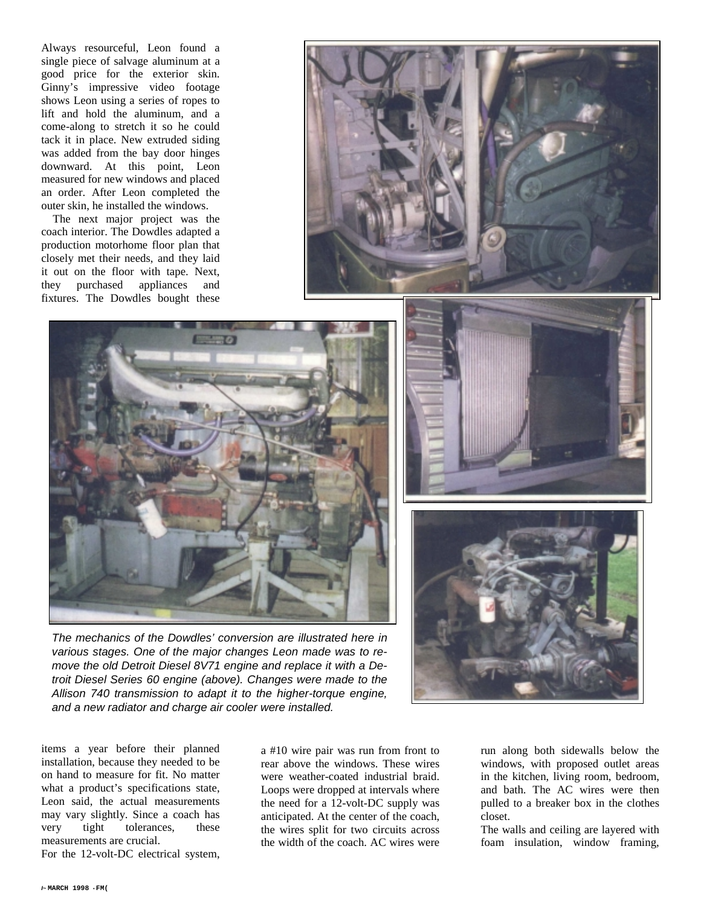Always resourceful, Leon found a single piece of salvage aluminum at a good price for the exterior skin. Ginny's impressive video footage shows Leon using a series of ropes to lift and hold the aluminum, and a come-along to stretch it so he could tack it in place. New extruded siding was added from the bay door hinges downward. At this point, Leon measured for new windows and placed an order. After Leon completed the outer skin, he installed the windows.

The next major project was the coach interior. The Dowdles adapted a production motorhome floor plan that closely met their needs, and they laid it out on the floor with tape. Next, they purchased appliances and fixtures. The Dowdles bought these items a year before their planned installation, because they needed to be on hand to measure for fit. No matter what a product's specifications state, Leon said, the actual measurements may vary slightly. Since a coach has very tight tolerances, these measurements are crucial.

*The mechanics of the Dowdles' conversion are illustrated here in various stages. One of the major changes Leon made was to remove the old Detroit Diesel 8V71 engine and replace it with a Detroit Diesel Series 60 engine (above). Changes were made to the Allison 740 transmission to adapt it to the higher-torque engine, and a new radiator and charge air cooler were installed.*

For the 12-volt-DC electrical system, a #10 wire pair was run from front to rear above the windows. These wires were weather-coated industrial braid. Loops were dropped at intervals where the need for a 12-volt-DC supply was anticipated. At the center of the coach, the wires split for two circuits across the width of the coach. AC wires were run along both sidewalls below the windows, with proposed outlet areas in the kitchen, living room, bedroom, and bath. The AC wires were then pulled to a breaker box in the clothes closet.

The walls and ceiling are layered with foam insulation, window framing,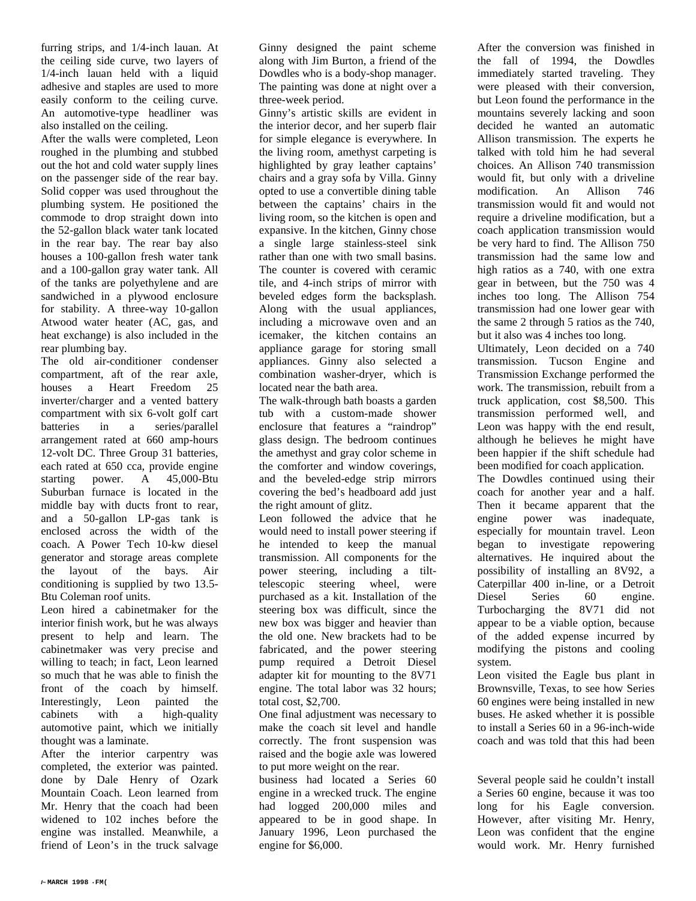furring strips, and 1/4-inch lauan. At the ceiling side curve, two layers of 1/4-inch lauan held with a liquid adhesive and staples are used to more easily conform to the ceiling curve. An automotive-type headliner was also installed on the ceiling.

After the walls were completed, Leon roughed in the plumbing and stubbed out the hot and cold water supply lines on the passenger side of the rear bay. Solid copper was used throughout the plumbing system. He positioned the commode to drop straight down into the 52-gallon black water tank located in the rear bay. The rear bay also houses a 100-gallon fresh water tank and a 100-gallon gray water tank. All of the tanks are polyethylene and are sandwiched in a plywood enclosure for stability. A three-way 10-gallon Atwood water heater (AC, gas, and heat exchange) is also included in the rear plumbing bay.

The old air-conditioner condenser compartment, aft of the rear axle, houses a Heart Freedom 25 inverter/charger and a vented battery compartment with six 6-volt golf cart batteries in a series/parallel arrangement rated at 660 amp-hours 12-volt DC. Three Group 31 batteries, each rated at 650 cca, provide engine starting power. A 45,000-Btu Suburban furnace is located in the middle bay with ducts front to rear, and a 50-gallon LP-gas tank is enclosed across the width of the coach. A Power Tech 10-kw diesel generator and storage areas complete the layout of the bays. Air conditioning is supplied by two 13.5-Btu Coleman roof units.

Leon hired a cabinetmaker for the interior finish work, but he was always present to help and learn. The cabinetmaker was very precise and willing to teach; in fact, Leon learned so much that he was able to finish the front of the coach by himself. Interestingly, Leon painted the cabinets with a high-quality automotive paint, which we initially thought was a laminate.

After the interior carpentry was completed, the exterior was painted.

Ginny designed the paint scheme along with Jim Burton, a friend of the Dowdles who is a body-shop manager. The painting was done at night over a three-week period.

Ginny's artistic skills are evident in the interior decor, and her superb flair for simple elegance is everywhere. In the living room, amethyst carpeting is highlighted by gray leather captains' chairs and a gray sofa by Villa. Ginny opted to use a convertible dining table between the captains' chairs in the living room, so the kitchen is open and expansive. In the kitchen, Ginny chose a single large stainless-steel sink rather than one with two small basins. The counter is covered with ceramic tile, and 4-inch strips of mirror with beveled edges form the backsplash. Along with the usual appliances, including a microwave oven and an icemaker, the kitchen contains an appliance garage for storing small appliances. Ginny also selected a combination washer-dryer, which is located near the bath area.

The walk-through bath boasts a garden tub with a custom-made shower enclosure that features a "raindrop" glass design. The bedroom continues the amethyst and gray color scheme in the comforter and window coverings, and the beveled-edge strip mirrors covering the bed's headboard add just the right amount of glitz.

Leon followed the advice that he would need to install power steering if he intended to keep the manual transmission. All components for the power steering, including a tilt-telescopic steering wheel, were purchased as a kit. Installation of the steering box was difficult, since the new box was bigger and heavier than the old one. New brackets had to be fabricated, and the power steering pump required a Detroit Diesel adapter kit for mounting to the 8V71 engine. The total labor was 32 hours; total cost, $2,700.

One final adjustment was necessary to make the coach sit level and handle correctly. The front suspension was raised and the bogie axle was lowered to put more weight on the rear.

After the conversion was finished in the fall of 1994, the Dowdles immediately started traveling. They were pleased with their conversion, but Leon found the performance in the mountains severely lacking and soon decided he wanted an automatic Allison transmission. The experts he talked with told him he had several choices. An Allison 740 transmission would fit, but only with a driveline modification. An Allison 746 transmission would fit and would not require a driveline modification, but a coach application transmission would be very hard to find. The Allison 750 transmission had the same low and high ratios as a 740, with one extra gear in between, but the 750 was 4 inches too long. The Allison 754 transmission had one lower gear with the same 2 through 5 ratios as the 740, but it also was 4 inches too long.

Ultimately, Leon decided on a 740 transmission. Tucson Engine and Transmission Exchange performed the work. The transmission, rebuilt from a truck application, cost $8,500. This transmission performed well, and Leon was happy with the end result, although he believes he might have been happier if the shift schedule had been modified for coach application.

The Dowdles continued using their coach for another year and a half. Then it became apparent that the engine power was inadequate, especially for mountain travel. Leon began to investigate repowering alternatives. He inquired about the possibility of installing an 8V92, a Caterpillar 400 in-line, or a Detroit Diesel Series 60 engine. Turbocharging the 8V71 did not appear to be a viable option, because of the added expense incurred by modifying the pistons and cooling system.

Leon visited the Eagle bus plant in Brownsville, Texas, to see how Series 60 engines were being installed in new buses. He asked whether it is possible to install a Series 60 in a 96-inch-wide coach and was told that this had been

done by Dale Henry of Ozark Mountain Coach. Leon learned from Mr. Henry that the coach had been widened to 102 inches before the engine was installed. Meanwhile, a friend of Leon's in the truck salvage business had located a Series 60 engine in a wrecked truck. The engine had logged 200,000 miles and appeared to be in good shape. In January 1996, Leon purchased the engine for $6,000.

Several people said he couldn't install a Series 60 engine, because it was too long for his Eagle conversion. However, after visiting Mr. Henry, Leon was confident that the engine would work. Mr. Henry furnished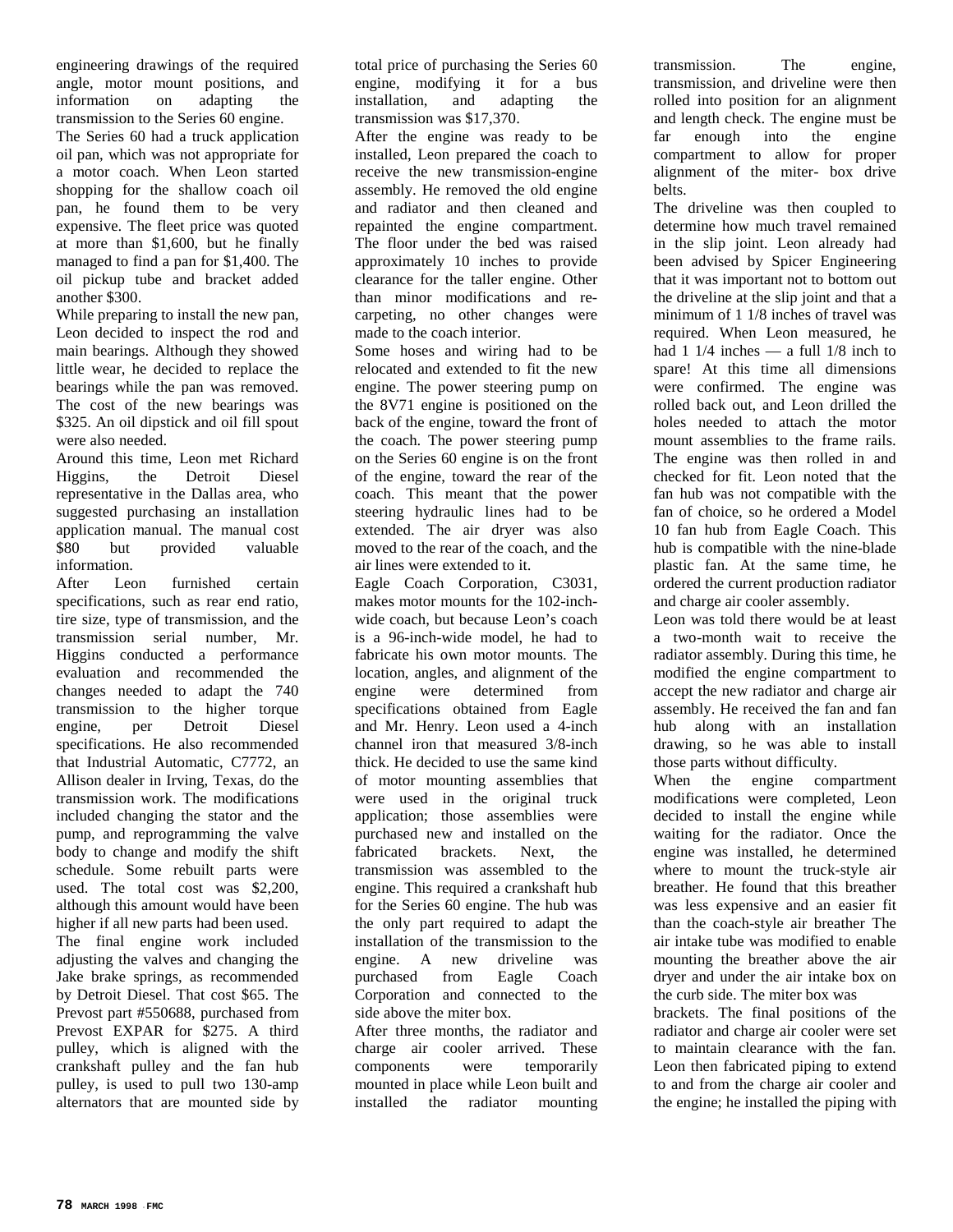engineering drawings of the required angle, motor mount positions, and information on adapting the transmission to the Series 60 engine.

The Series 60 had a truck application oil pan, which was not appropriate for a motor coach. When Leon started shopping for the shallow coach oil pan, he found them to be very expensive. The fleet price was quoted at more than $1,600, but he finally managed to find a pan for $1,400. The oil pickup tube and bracket added another $300.

While preparing to install the new pan, Leon decided to inspect the rod and main bearings. Although they showed little wear, he decided to replace the bearings while the pan was removed. The cost of the new bearings was $325. An oil dipstick and oil fill spout were also needed.

Around this time, Leon met Richard Higgins, the Detroit Diesel representative in the Dallas area, who suggested purchasing an installation application manual. The manual cost $80 but provided valuable information.

After Leon furnished certain specifications, such as rear end ratio, tire size, type of transmission, and the transmission serial number, Mr. Higgins conducted a performance evaluation and recommended the changes needed to adapt the 740 transmission to the higher torque engine, per Detroit Diesel specifications. He also recommended that Industrial Automatic, C7772, an Allison dealer in Irving, Texas, do the transmission work. The modifications included changing the stator and the pump, and reprogramming the valve body to change and modify the shift schedule. Some rebuilt parts were used. The total cost was $2,200, although this amount would have been higher if all new parts had been used.

The final engine work included adjusting the valves and changing the Jake brake springs, as recommended by Detroit Diesel. That cost $65. The Prevost part #550688, purchased from Prevost EXPAR for $275. A third pulley, which is aligned with the crankshaft pulley and the fan hub pulley, is used to pull two 130-amp alternators that are mounted side by side above the miter box.

After three months, the radiator and charge air cooler arrived. These components were temporarily mounted in place while Leon built and installed the radiator mounting brackets. The final positions of the radiator and charge air cooler were set to maintain clearance with the fan. Leon then fabricated piping to extend to and from the charge air cooler and the engine; he installed the piping with

total price of purchasing the Series 60 engine, modifying it for a bus installation, and adapting the transmission was $17,370.

After the engine was ready to be installed, Leon prepared the coach to receive the new transmission-engine assembly. He removed the old engine and radiator and then cleaned and repainted the engine compartment. The floor under the bed was raised approximately 10 inches to provide clearance for the taller engine. Other than minor modifications and re-carpeting, no other changes were made to the coach interior.

Some hoses and wiring had to be relocated and extended to fit the new engine. The power steering pump on the 8V71 engine is positioned on the back of the engine, toward the front of the coach. The power steering pump on the Series 60 engine is on the front of the engine, toward the rear of the coach. This meant that the power steering hydraulic lines had to be extended. The air dryer was also moved to the rear of the coach, and the air lines were extended to it.

Eagle Coach Corporation, C3031, makes motor mounts for the 102-inch-wide coach, but because Leon's coach is a 96-inch-wide model, he had to fabricate his own motor mounts. The location, angles, and alignment of the engine were determined from specifications obtained from Eagle and Mr. Henry. Leon used a 4-inch channel iron that measured 3/8-inch thick. He decided to use the same kind of motor mounting assemblies that were used in the original truck application; those assemblies were purchased new and installed on the fabricated brackets. Next, the transmission was assembled to the engine. This required a crankshaft hub for the Series 60 engine. The hub was the only part required to adapt the installation of the transmission to the engine. A new driveline was purchased from Eagle Coach Corporation and connected to the transmission. The engine, transmission, and driveline were then rolled into position for an alignment and length check. The engine must be far enough into the engine compartment to allow for proper alignment of the miter- box drive belts.

The driveline was then coupled to determine how much travel remained in the slip joint. Leon already had been advised by Spicer Engineering that it was important not to bottom out the driveline at the slip joint and that a minimum of 1 1/8 inches of travel was required. When Leon measured, he had 1 1/4 inches — a full 1/8 inch to spare! At this time all dimensions were confirmed. The engine was rolled back out, and Leon drilled the holes needed to attach the motor mount assemblies to the frame rails. The engine was then rolled in and checked for fit. Leon noted that the fan hub was not compatible with the fan of choice, so he ordered a Model 10 fan hub from Eagle Coach. This hub is compatible with the nine-blade plastic fan. At the same time, he ordered the current production radiator and charge air cooler assembly.

Leon was told there would be at least a two-month wait to receive the radiator assembly. During this time, he modified the engine compartment to accept the new radiator and charge air assembly. He received the fan and fan hub along with an installation drawing, so he was able to install those parts without difficulty.

When the engine compartment modifications were completed, Leon decided to install the engine while waiting for the radiator. Once the engine was installed, he determined where to mount the truck-style air breather. He found that this breather was less expensive and an easier fit than the coach-style air breather The air intake tube was modified to enable mounting the breather above the air dryer and under the air intake box on the curb side. The miter box was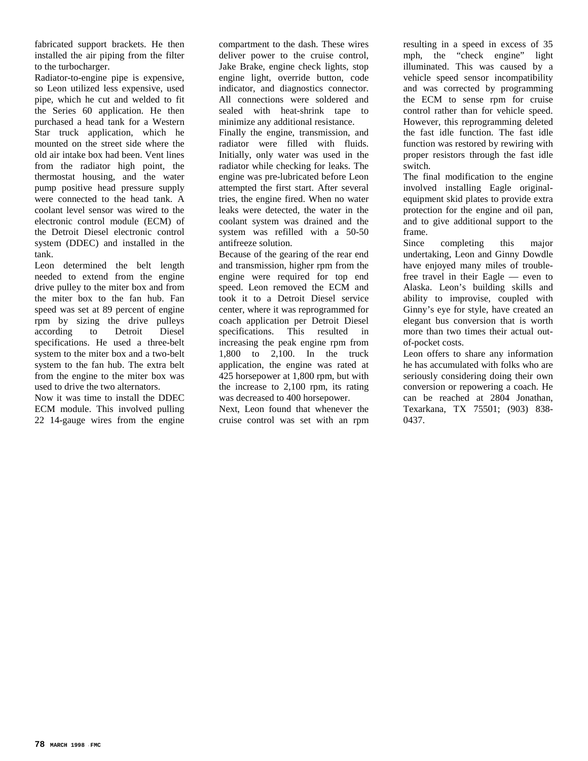fabricated support brackets. He then installed the air piping from the filter to the turbocharger.

Radiator-to-engine pipe is expensive, so Leon utilized less expensive, used pipe, which he cut and welded to fit the Series 60 application. He then purchased a head tank for a Western Star truck application, which he mounted on the street side where the old air intake box had been. Vent lines from the radiator high point, the thermostat housing, and the water pump positive head pressure supply were connected to the head tank. A coolant level sensor was wired to the electronic control module (ECM) of the Detroit Diesel electronic control system (DDEC) and installed in the tank.

Leon determined the belt length needed to extend from the engine drive pulley to the miter box and from the miter box to the fan hub. Fan speed was set at 89 percent of engine rpm by sizing the drive pulleys according to Detroit Diesel specifications. He used a three-belt system to the miter box and a two-belt system to the fan hub. The extra belt from the engine to the miter box was used to drive the two alternators.

Now it was time to install the DDEC ECM module. This involved pulling 22 14-gauge wires from the engine compartment to the dash. These wires deliver power to the cruise control, Jake Brake, engine check lights, stop engine light, override button, code indicator, and diagnostics connector. All connections were soldered and sealed with heat-shrink tape to minimize any additional resistance.

Finally the engine, transmission, and radiator were filled with fluids. Initially, only water was used in the radiator while checking for leaks. The engine was pre-lubricated before Leon attempted the first start. After several tries, the engine fired. When no water leaks were detected, the water in the coolant system was drained and the system was refilled with a 50-50 antifreeze solution.

Because of the gearing of the rear end and transmission, higher rpm from the engine were required for top end speed. Leon removed the ECM and took it to a Detroit Diesel service center, where it was reprogrammed for coach application per Detroit Diesel specifications. This resulted in increasing the peak engine rpm from 1,800 to 2,100. In the truck application, the engine was rated at 425 horsepower at 1,800 rpm, but with the increase to 2,100 rpm, its rating was decreased to 400 horsepower.

Next, Leon found that whenever the cruise control was set with an rpm resulting in a speed in excess of 35 mph, the "check engine" light illuminated. This was caused by a vehicle speed sensor incompatibility and was corrected by programming the ECM to sense rpm for cruise control rather than for vehicle speed. However, this reprogramming deleted the fast idle function. The fast idle function was restored by rewiring with proper resistors through the fast idle switch.

The final modification to the engine involved installing Eagle original-equipment skid plates to provide extra protection for the engine and oil pan, and to give additional support to the frame.

Since completing this major undertaking, Leon and Ginny Dowdle have enjoyed many miles of trouble-free travel in their Eagle — even to Alaska. Leon's building skills and ability to improvise, coupled with Ginny's eye for style, have created an elegant bus conversion that is worth more than two times their actual out-of-pocket costs.

Leon offers to share any information he has accumulated with folks who are seriously considering doing their own conversion or repowering a coach. He can be reached at 2804 Jonathan, Texarkana, TX 75501; (903) 838-0437.